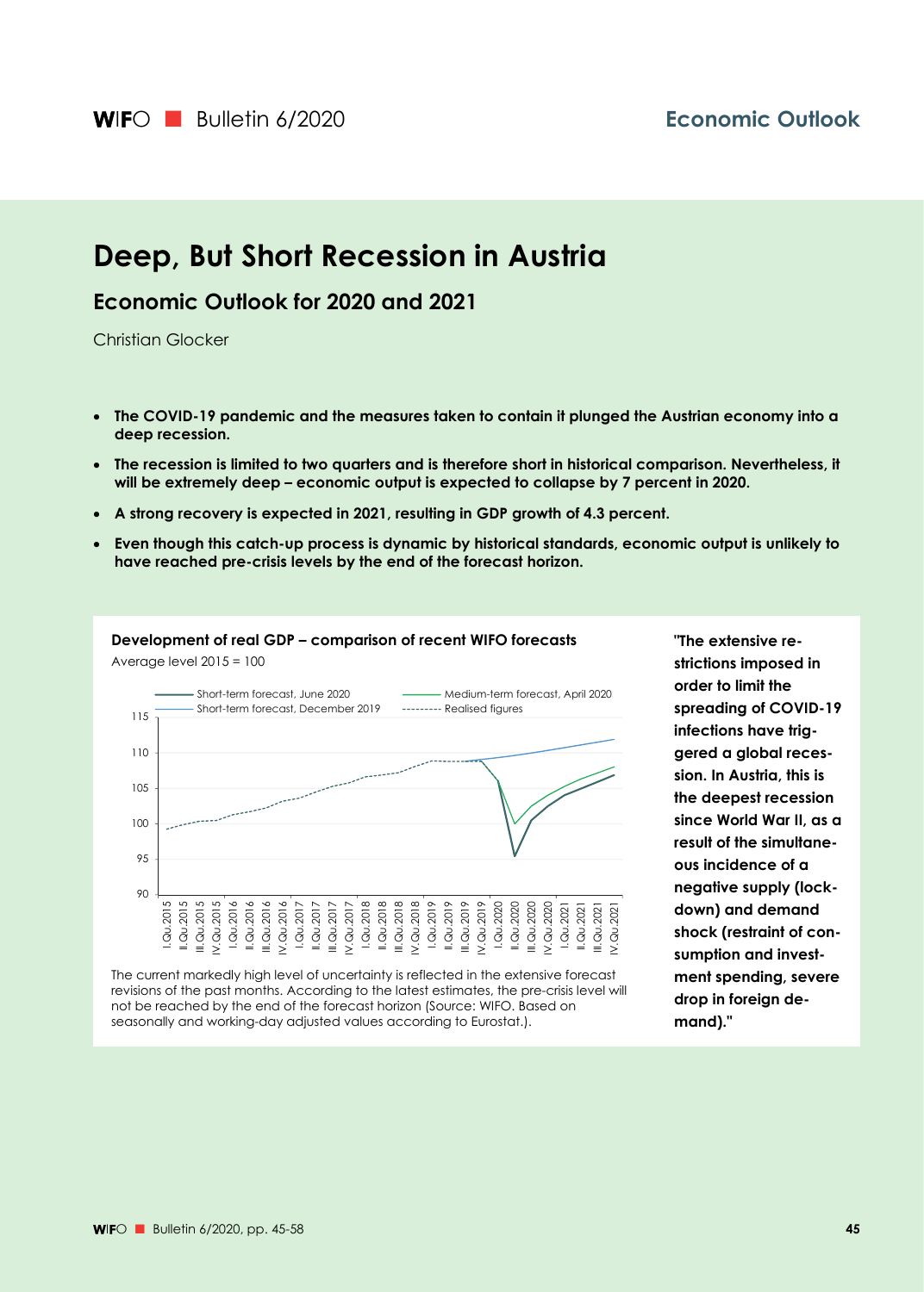# Deep, But Short Recession in Austria

## Economic Outlook for 2020 and 2021

Christian Glocker

- **The COVID-19 pandemic and the measures taken to contain it plunged the Austrian economy into a deep recession.**
- **The recession is limited to two quarters and is therefore short in historical comparison. Nevertheless, it will be extremely deep – economic output is expected to collapse by 7 percent in 2020.**
- **A strong recovery is expected in 2021, resulting in GDP growth of 4.3 percent.**
- **Even though this catch-up process is dynamic by historical standards, economic output is unlikely to have reached pre-crisis levels by the end of the forecast horizon.**

**Development of real GDP – comparison of recent WIFO forecasts**

Average level 2015 = 100

The current markedly high level of uncertainty is reflected in the extensive forecast revisions of the past months. According to the latest estimates, the pre-crisis level will not be reached by the end of the forecast horizon (Source: WIFO. Based on seasonally and working-day adjusted values according to Eurostat.).

**"The extensive restrictions imposed in order to limit the spreading of COVID-19 infections have triggered a global recession. In Austria, this is the deepest recession since World War II, as a result of the simultaneous incidence of a negative supply (lockdown) and demand shock (restraint of consumption and investment spending, severe drop in foreign demand)."**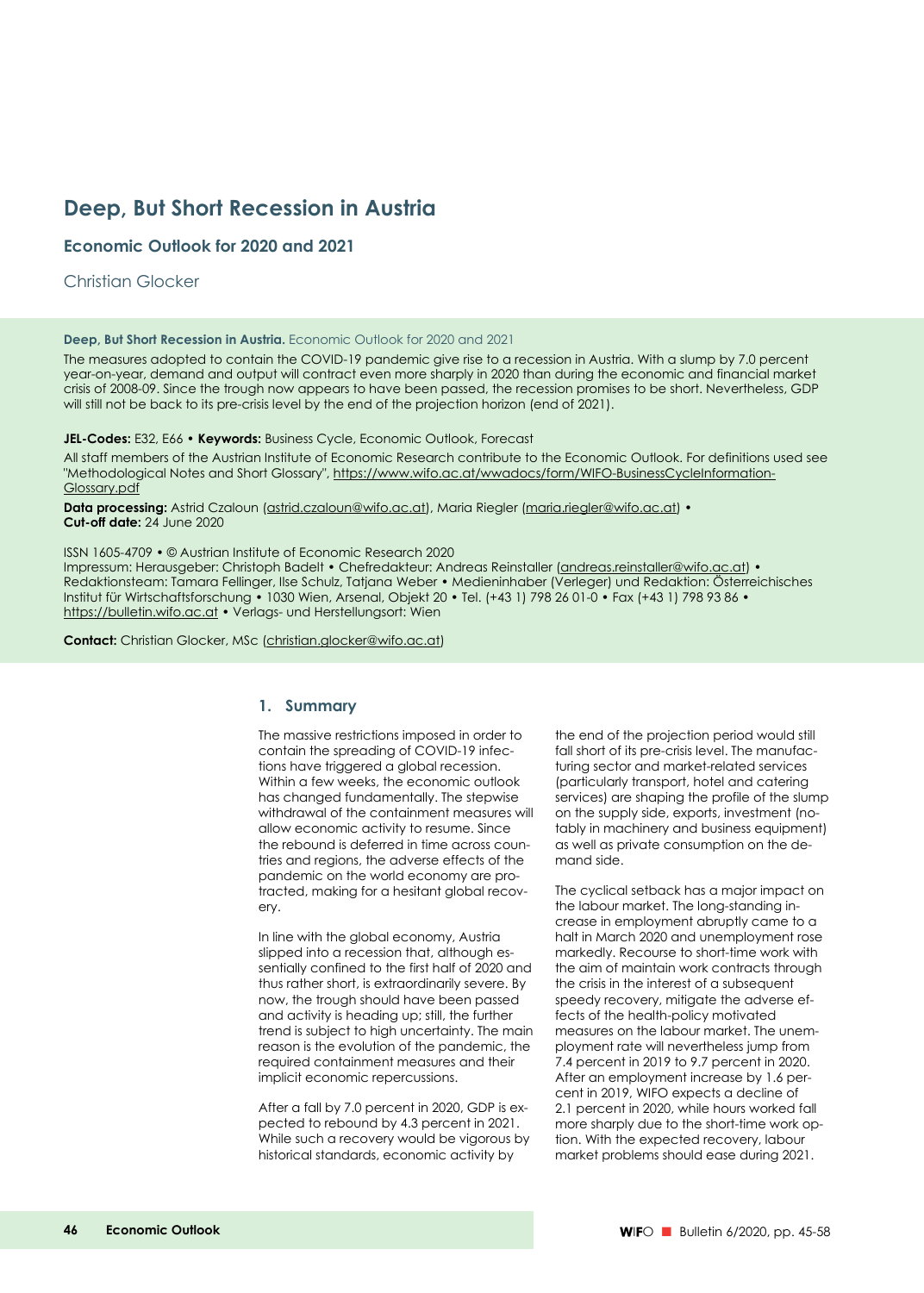# Deep, But Short Recession in Austria

## Economic Outlook for 2020 and 2021

Christian Glocker

**Deep, But Short Recession in Austria.** Economic Outlook for 2020 and 2021

The measures adopted to contain the COVID-19 pandemic give rise to a recession in Austria. With a slump by 7.0 percent year-on-year, demand and output will contract even more sharply in 2020 than during the economic and financial market crisis of 2008-09. Since the trough now appears to have been passed, the recession promises to be short. Nevertheless, GDP will still not be back to its pre-crisis level by the end of the projection horizon (end of 2021).

**JEL-Codes:** E32, E66 • **Keywords:** Business Cycle, Economic Outlook, Forecast

All staff members of the Austrian Institute of Economic Research contribute to the Economic Outlook. For definitions used see "Methodological Notes and Short Glossary", https://www.wifo.ac.at/wwadocs/form/WIFO-BusinessCycleInformation-Glossary.pdf

**Data processing:** Astrid Czaloun (astrid.czaloun@wifo.ac.at), Maria Riegler (maria.riegler@wifo.ac.at) •
**Cut-off date:** 24 June 2020

ISSN 1605-4709 • © Austrian Institute of Economic Research 2020
Impressum: Herausgeber: Christoph Badelt • Chefredakteur: Andreas Reinstaller (andreas.reinstaller@wifo.ac.at) • Redaktionsteam: Tamara Fellinger, Ilse Schulz, Tatjana Weber • Medieninhaber (Verleger) und Redaktion: Österreichisches Institut für Wirtschaftsforschung • 1030 Wien, Arsenal, Objekt 20 • Tel. (+43 1) 798 26 01-0 • Fax (+43 1) 798 93 86 • https://bulletin.wifo.ac.at • Verlags- und Herstellungsort: Wien

**Contact:** Christian Glocker, MSc (christian.glocker@wifo.ac.at)

## 1. Summary

The massive restrictions imposed in order to contain the spreading of COVID-19 infections have triggered a global recession. Within a few weeks, the economic outlook has changed fundamentally. The stepwise withdrawal of the containment measures will allow economic activity to resume. Since the rebound is deferred in time across countries and regions, the adverse effects of the pandemic on the world economy are protracted, making for a hesitant global recovery.

In line with the global economy, Austria slipped into a recession that, although essentially confined to the first half of 2020 and thus rather short, is extraordinarily severe. By now, the trough should have been passed and activity is heading up; still, the further trend is subject to high uncertainty. The main reason is the evolution of the pandemic, the required containment measures and their implicit economic repercussions.

After a fall by 7.0 percent in 2020, GDP is expected to rebound by 4.3 percent in 2021. While such a recovery would be vigorous by historical standards, economic activity by the end of the projection period would still fall short of its pre-crisis level. The manufacturing sector and market-related services (particularly transport, hotel and catering services) are shaping the profile of the slump on the supply side, exports, investment (notably in machinery and business equipment) as well as private consumption on the demand side.

The cyclical setback has a major impact on the labour market. The long-standing increase in employment abruptly came to a halt in March 2020 and unemployment rose markedly. Recourse to short-time work with the aim of maintain work contracts through the crisis in the interest of a subsequent speedy recovery, mitigate the adverse effects of the health-policy motivated measures on the labour market. The unemployment rate will nevertheless jump from 7.4 percent in 2019 to 9.7 percent in 2020. After an employment increase by 1.6 percent in 2019, WIFO expects a decline of 2.1 percent in 2020, while hours worked fall more sharply due to the short-time work option. With the expected recovery, labour market problems should ease during 2021.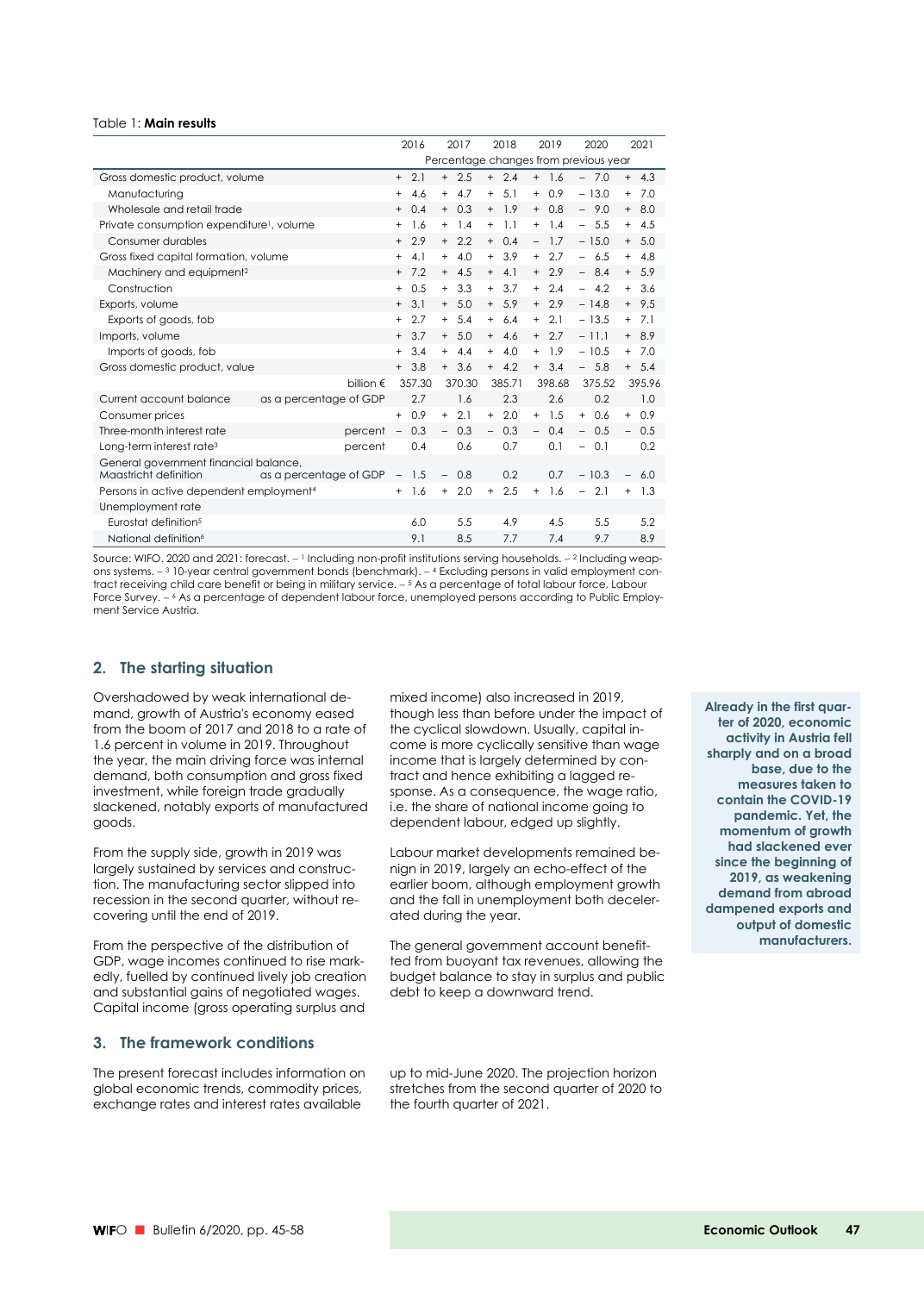Table 1: **Main results**

| | | 2016 | 2017 | 2018 | 2019 | 2020 | 2021 |
|---|---|---|---|---|---|---|---|
| | | Percentage changes from previous year | | | | | |
| Gross domestic product, volume | | + 2.1 | + 2.5 | + 2.4 | + 1.6 | − 7.0 | + 4.3 |
| Manufacturing | | + 4.6 | + 4.7 | + 5.1 | + 0.9 | − 13.0 | + 7.0 |
| Wholesale and retail trade | | + 0.4 | + 0.3 | + 1.9 | + 0.8 | − 9.0 | + 8.0 |
| Private consumption expenditure[1], volume | | + 1.6 | + 1.4 | + 1.1 | + 1.4 | − 5.5 | + 4.5 |
| Consumer durables | | + 2.9 | + 2.2 | + 0.4 | − 1.7 | − 15.0 | + 5.0 |
| Gross fixed capital formation, volume | | + 4.1 | + 4.0 | + 3.9 | + 2.7 | − 6.5 | + 4.8 |
| Machinery and equipment[2] | | + 7.2 | + 4.5 | + 4.1 | + 2.9 | − 8.4 | + 5.9 |
| Construction | | + 0.5 | + 3.3 | + 3.7 | + 2.4 | − 4.2 | + 3.6 |
| Exports, volume | | + 3.1 | + 5.0 | + 5.9 | + 2.9 | − 14.8 | + 9.5 |
| Exports of goods, fob | | + 2.7 | + 5.4 | + 6.4 | + 2.1 | − 13.5 | + 7.1 |
| Imports, volume | | + 3.7 | + 5.0 | + 4.6 | + 2.7 | − 11.1 | + 8.9 |
| Imports of goods, fob | | + 3.4 | + 4.4 | + 4.0 | + 1.9 | − 10.5 | + 7.0 |
| Gross domestic product, value | | + 3.8 | + 3.6 | + 4.2 | + 3.4 | − 5.8 | + 5.4 |
| | billion € | 357.30 | 370.30 | 385.71 | 398.68 | 375.52 | 395.96 |
| Current account balance | as a percentage of GDP | 2.7 | 1.6 | 2.3 | 2.6 | 0.2 | 1.0 |
| Consumer prices | | + 0.9 | + 2.1 | + 2.0 | + 1.5 | + 0.6 | + 0.9 |
| Three-month interest rate | percent | − 0.3 | − 0.3 | − 0.3 | − 0.4 | − 0.5 | − 0.5 |
| Long-term interest rate[3] | percent | 0.4 | 0.6 | 0.7 | 0.1 | − 0.1 | 0.2 |
| General government financial balance, Maastricht definition | as a percentage of GDP | − 1.5 | − 0.8 | 0.2 | 0.7 | − 10.3 | − 6.0 |
| Persons in active dependent employment[4] | | + 1.6 | + 2.0 | + 2.5 | + 1.6 | − 2.1 | + 1.3 |
| Unemployment rate | | | | | | | |
| Eurostat definition[5] | | 6.0 | 5.5 | 4.9 | 4.5 | 5.5 | 5.2 |
| National definition[6] | | 9.1 | 8.5 | 7.7 | 7.4 | 9.7 | 8.9 |

Source: WIFO. 2020 and 2021: forecast. – [1] Including non-profit institutions serving households. – [2] Including weapons systems. – [3] 10-year central government bonds (benchmark). – [4] Excluding persons in valid employment contract receiving child care benefit or being in military service. – [5] As a percentage of total labour force, Labour Force Survey. – [6] As a percentage of dependent labour force, unemployed persons according to Public Employment Service Austria.

## 2. The starting situation

Overshadowed by weak international demand, growth of Austria's economy eased from the boom of 2017 and 2018 to a rate of 1.6 percent in volume in 2019. Throughout the year, the main driving force was internal demand, both consumption and gross fixed investment, while foreign trade gradually slackened, notably exports of manufactured goods.

From the supply side, growth in 2019 was largely sustained by services and construction. The manufacturing sector slipped into recession in the second quarter, without recovering until the end of 2019.

From the perspective of the distribution of GDP, wage incomes continued to rise markedly, fuelled by continued lively job creation and substantial gains of negotiated wages. Capital income (gross operating surplus and mixed income) also increased in 2019, though less than before under the impact of the cyclical slowdown. Usually, capital income is more cyclically sensitive than wage income that is largely determined by contract and hence exhibiting a lagged response. As a consequence, the wage ratio, i.e. the share of national income going to dependent labour, edged up slightly.

Labour market developments remained benign in 2019, largely an echo-effect of the earlier boom, although employment growth and the fall in unemployment both decelerated during the year.

The general government account benefitted from buoyant tax revenues, allowing the budget balance to stay in surplus and public debt to keep a downward trend.

**Already in the first quarter of 2020, economic activity in Austria fell sharply and on a broad base, due to the measures taken to contain the COVID-19 pandemic. Yet, the momentum of growth had slackened ever since the beginning of 2019, as weakening demand from abroad dampened exports and output of domestic manufacturers.**

## 3. The framework conditions

The present forecast includes information on global economic trends, commodity prices, exchange rates and interest rates available up to mid-June 2020. The projection horizon stretches from the second quarter of 2020 to the fourth quarter of 2021.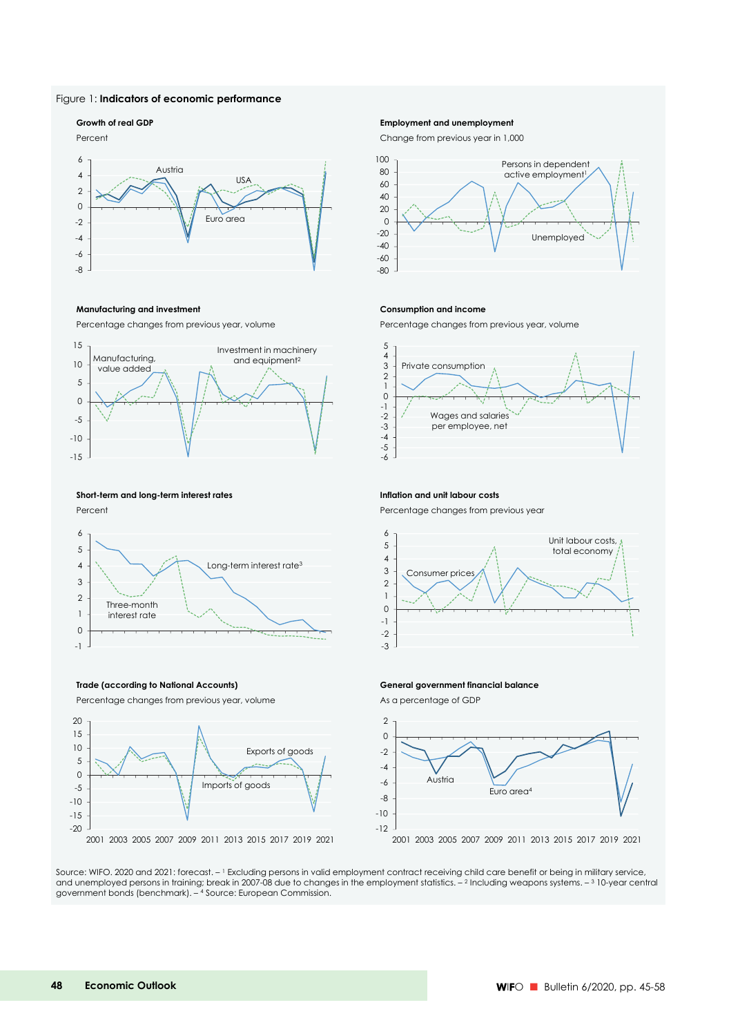Figure 1: **Indicators of economic performance**

**Growth of real GDP**

Percent

**Employment and unemployment**

Change from previous year in 1,000

**Manufacturing and investment**

Percentage changes from previous year, volume

**Consumption and income**

Percentage changes from previous year, volume

**Short-term and long-term interest rates**

Percent

**Inflation and unit labour costs**

Percentage changes from previous year

**Trade (according to National Accounts)**

Percentage changes from previous year, volume

**General government financial balance**

As a percentage of GDP

Source: WIFO. 2020 and 2021: forecast. – [1] Excluding persons in valid employment contract receiving child care benefit or being in military service, and unemployed persons in training; break in 2007-08 due to changes in the employment statistics. – [2] Including weapons systems. – [3] 10-year central government bonds (benchmark). – [4] Source: European Commission.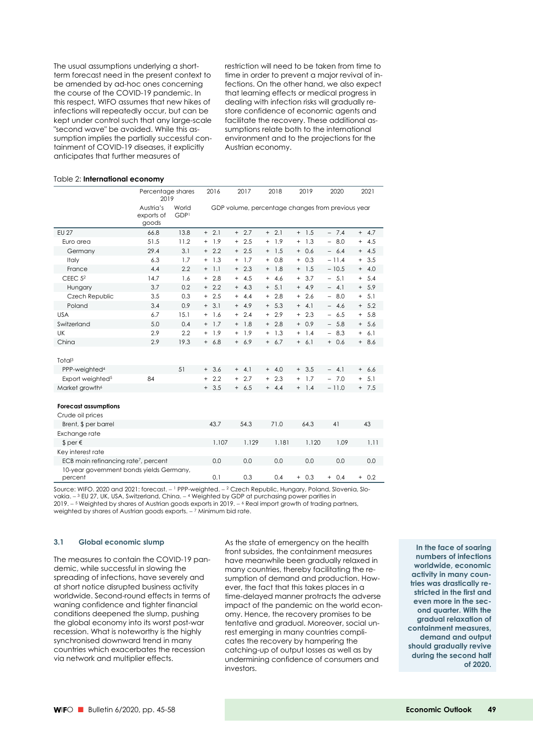The usual assumptions underlying a short-term forecast need in the present context to be amended by ad-hoc ones concerning the course of the COVID-19 pandemic. In this respect, WIFO assumes that new hikes of infections will repeatedly occur, but can be kept under control such that any large-scale "second wave" be avoided. While this assumption implies the partially successful containment of COVID-19 diseases, it explicitly anticipates that further measures of restriction will need to be taken from time to time in order to prevent a major revival of infections. On the other hand, we also expect that learning effects or medical progress in dealing with infection risks will gradually restore confidence of economic agents and facilitate the recovery. These additional assumptions relate both to the international environment and to the projections for the Austrian economy.

Table 2: **International economy**

| | Percentage shares 2019 | | 2016 | 2017 | 2018 | 2019 | 2020 | 2021 |
|---|---|---|---|---|---|---|---|---|
| | Austria's exports of goods | World GDP[1] | GDP volume, percentage changes from previous year | | | | | |
| EU 27 | 66.8 | 13.8 | + 2.1 | + 2.7 | + 2.1 | + 1.5 | − 7.4 | + 4.7 |
| Euro area | 51.5 | 11.2 | + 1.9 | + 2.5 | + 1.9 | + 1.3 | − 8.0 | + 4.5 |
| Germany | 29.4 | 3.1 | + 2.2 | + 2.5 | + 1.5 | + 0.6 | − 6.4 | + 4.5 |
| Italy | 6.3 | 1.7 | + 1.3 | + 1.7 | + 0.8 | + 0.3 | − 11.4 | + 3.5 |
| France | 4.4 | 2.2 | + 1.1 | + 2.3 | + 1.8 | + 1.5 | − 10.5 | + 4.0 |
| CEEC 5[2] | 14.7 | 1.6 | + 2.8 | + 4.5 | + 4.6 | + 3.7 | − 5.1 | + 5.4 |
| Hungary | 3.7 | 0.2 | + 2.2 | + 4.3 | + 5.1 | + 4.9 | − 4.1 | + 5.9 |
| Czech Republic | 3.5 | 0.3 | + 2.5 | + 4.4 | + 2.8 | + 2.6 | − 8.0 | + 5.1 |
| Poland | 3.4 | 0.9 | + 3.1 | + 4.9 | + 5.3 | + 4.1 | − 4.6 | + 5.2 |
| USA | 6.7 | 15.1 | + 1.6 | + 2.4 | + 2.9 | + 2.3 | − 6.5 | + 5.8 |
| Switzerland | 5.0 | 0.4 | + 1.7 | + 1.8 | + 2.8 | + 0.9 | − 5.8 | + 5.6 |
| UK | 2.9 | 2.2 | + 1.9 | + 1.9 | + 1.3 | + 1.4 | − 8.3 | + 6.1 |
| China | 2.9 | 19.3 | + 6.8 | + 6.9 | + 6.7 | + 6.1 | + 0.6 | + 8.6 |
| Total[3] | | | | | | | | |
| PPP-weighted[4] | | 51 | + 3.6 | + 4.1 | + 4.0 | + 3.5 | − 4.1 | + 6.6 |
| Export weighted[5] | 84 | | + 2.2 | + 2.7 | + 2.3 | + 1.7 | − 7.0 | + 5.1 |
| Market growth[6] | | | + 3.5 | + 6.5 | + 4.4 | + 1.4 | − 11.0 | + 7.5 |
| **Forecast assumptions** | | | | | | | | |
| Crude oil prices | | | | | | | | |
| Brent, $ per barrel | | | 43.7 | 54.3 | 71.0 | 64.3 | 41 | 43 |
| Exchange rate | | | | | | | | |
| $ per € | | | 1.107 | 1.129 | 1.181 | 1.120 | 1.09 | 1.11 |
| Key interest rate | | | | | | | | |
| ECB main refinancing rate[7], percent | | | 0.0 | 0.0 | 0.0 | 0.0 | 0.0 | 0.0 |
| 10-year government bonds yields Germany, percent | | | 0.1 | 0.3 | 0.4 | + 0.3 | + 0.4 | + 0.2 |

Source: WIFO. 2020 and 2021: forecast. – [1] PPP-weighted. – [2] Czech Republic, Hungary, Poland, Slovenia, Slovakia. – [3] EU 27, UK, USA, Switzerland, China. – [4] Weighted by GDP at purchasing power parities in 2019. – [5] Weighted by shares of Austrian goods exports in 2019. – [6] Real import growth of trading partners, weighted by shares of Austrian goods exports. – [7] Minimum bid rate.

### 3.1 Global economic slump

**In the face of soaring numbers of infections worldwide, economic activity in many countries was drastically restricted in the first and even more in the second quarter. With the gradual relaxation of containment measures, demand and output should gradually revive during the second half of 2020.**

The measures to contain the COVID-19 pandemic, while successful in slowing the spreading of infections, have severely and at short notice disrupted business activity worldwide. Second-round effects in terms of waning confidence and tighter financial conditions deepened the slump, pushing the global economy into its worst post-war recession. What is noteworthy is the highly synchronised downward trend in many countries which exacerbates the recession via network and multiplier effects.

As the state of emergency on the health front subsides, the containment measures have meanwhile been gradually relaxed in many countries, thereby facilitating the resumption of demand and production. However, the fact that this takes places in a time-delayed manner protracts the adverse impact of the pandemic on the world economy. Hence, the recovery promises to be tentative and gradual. Moreover, social unrest emerging in many countries complicates the recovery by hampering the catching-up of output losses as well as by undermining confidence of consumers and investors.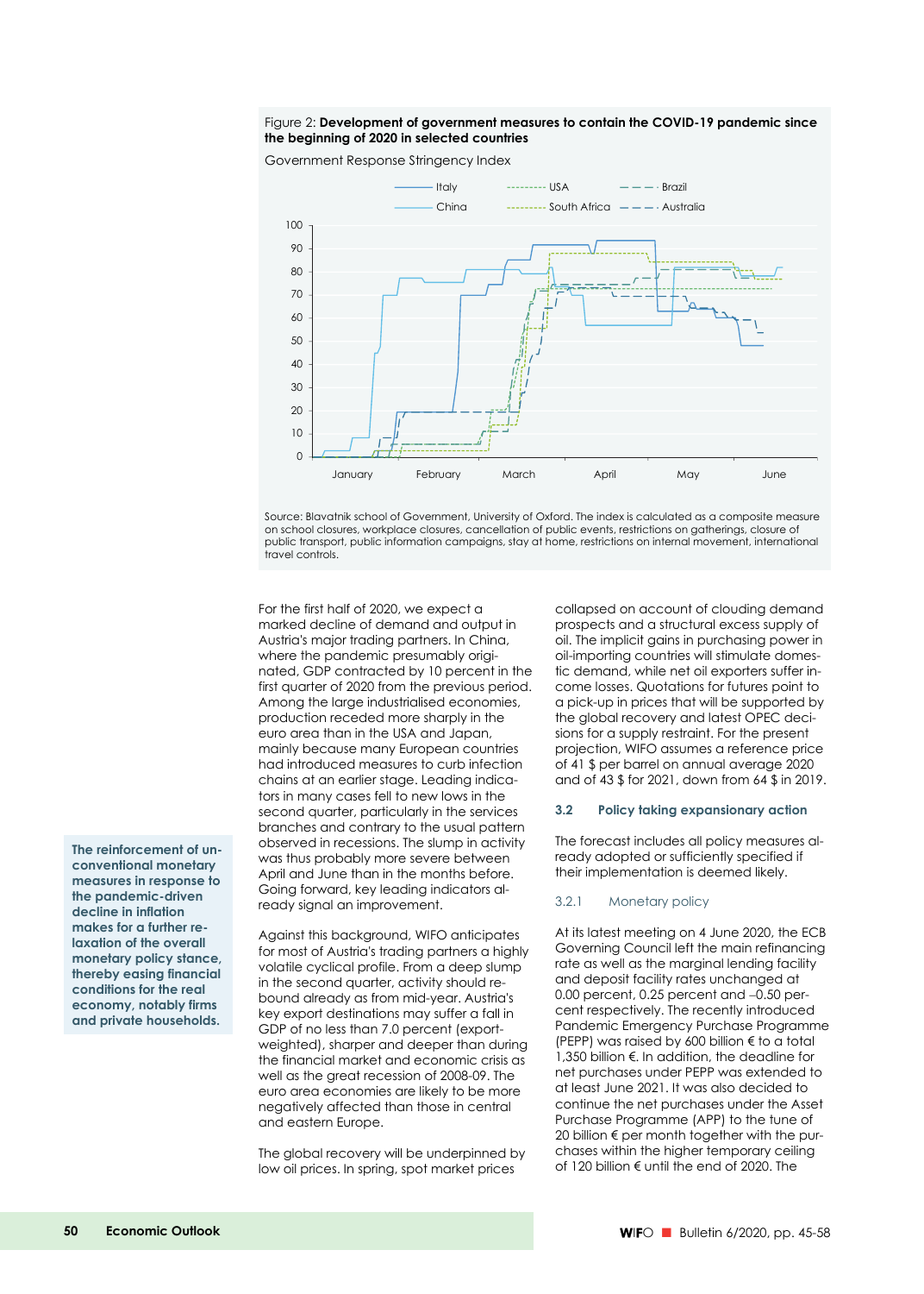Figure 2: **Development of government measures to contain the COVID-19 pandemic since the beginning of 2020 in selected countries**

Government Response Stringency Index

Source: Blavatnik school of Government, University of Oxford. The index is calculated as a composite measure on school closures, workplace closures, cancellation of public events, restrictions on gatherings, closure of public transport, public information campaigns, stay at home, restrictions on internal movement, international travel controls.

**The reinforcement of unconventional monetary measures in response to the pandemic-driven decline in inflation makes for a further relaxation of the overall monetary policy stance, thereby easing financial conditions for the real economy, notably firms and private households.**

For the first half of 2020, we expect a marked decline of demand and output in Austria's major trading partners. In China, where the pandemic presumably originated, GDP contracted by 10 percent in the first quarter of 2020 from the previous period. Among the large industrialised economies, production receded more sharply in the euro area than in the USA and Japan, mainly because many European countries had introduced measures to curb infection chains at an earlier stage. Leading indicators in many cases fell to new lows in the second quarter, particularly in the services branches and contrary to the usual pattern observed in recessions. The slump in activity was thus probably more severe between April and June than in the months before. Going forward, key leading indicators already signal an improvement.

Against this background, WIFO anticipates for most of Austria's trading partners a highly volatile cyclical profile. From a deep slump in the second quarter, activity should rebound already as from mid-year. Austria's key export destinations may suffer a fall in GDP of no less than 7.0 percent (export-weighted), sharper and deeper than during the financial market and economic crisis as well as the great recession of 2008-09. The euro area economies are likely to be more negatively affected than those in central and eastern Europe.

The global recovery will be underpinned by low oil prices. In spring, spot market prices collapsed on account of clouding demand prospects and a structural excess supply of oil. The implicit gains in purchasing power in oil-importing countries will stimulate domestic demand, while net oil exporters suffer income losses. Quotations for futures point to a pick-up in prices that will be supported by the global recovery and latest OPEC decisions for a supply restraint. For the present projection, WIFO assumes a reference price of 41 $ per barrel on annual average 2020 and of 43 $ for 2021, down from 64 $ in 2019.

## 3.2 Policy taking expansionary action

The forecast includes all policy measures already adopted or sufficiently specified if their implementation is deemed likely.

### 3.2.1 Monetary policy

At its latest meeting on 4 June 2020, the ECB Governing Council left the main refinancing rate as well as the marginal lending facility and deposit facility rates unchanged at 0.00 percent, 0.25 percent and –0.50 percent respectively. The recently introduced Pandemic Emergency Purchase Programme (PEPP) was raised by 600 billion € to a total 1,350 billion €. In addition, the deadline for net purchases under PEPP was extended to at least June 2021. It was also decided to continue the net purchases under the Asset Purchase Programme (APP) to the tune of 20 billion € per month together with the purchases within the higher temporary ceiling of 120 billion € until the end of 2020. The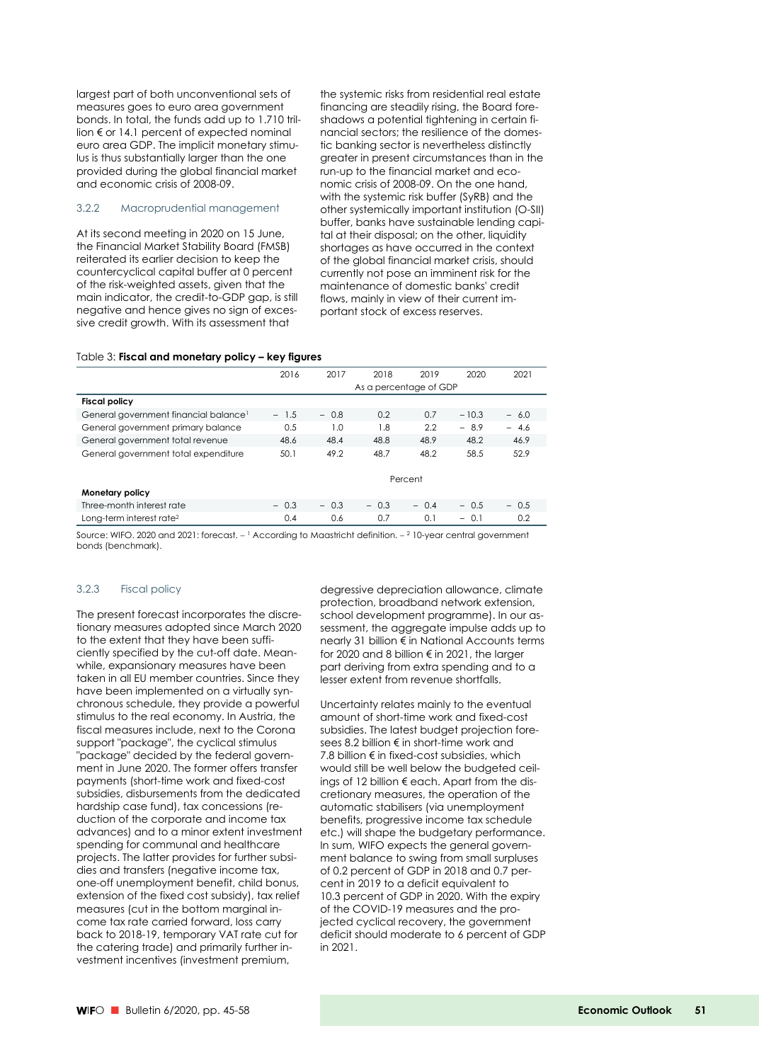largest part of both unconventional sets of measures goes to euro area government bonds. In total, the funds add up to 1.710 trillion € or 14.1 percent of expected nominal euro area GDP. The implicit monetary stimulus is thus substantially larger than the one provided during the global financial market and economic crisis of 2008-09.

### 3.2.2 Macroprudential management

At its second meeting in 2020 on 15 June, the Financial Market Stability Board (FMSB) reiterated its earlier decision to keep the countercyclical capital buffer at 0 percent of the risk-weighted assets, given that the main indicator, the credit-to-GDP gap, is still negative and hence gives no sign of excessive credit growth. With its assessment that the systemic risks from residential real estate financing are steadily rising, the Board foreshadows a potential tightening in certain financial sectors; the resilience of the domestic banking sector is nevertheless distinctly greater in present circumstances than in the run-up to the financial market and economic crisis of 2008-09. On the one hand, with the systemic risk buffer (SyRB) and the other systemically important institution (O-SII) buffer, banks have sustainable lending capital at their disposal; on the other, liquidity shortages as have occurred in the context of the global financial market crisis, should currently not pose an imminent risk for the maintenance of domestic banks' credit flows, mainly in view of their current important stock of excess reserves.

Table 3: **Fiscal and monetary policy – key figures**

| | 2016 | 2017 | 2018 | 2019 | 2020 | 2021 |
|---|---|---|---|---|---|---|
| | As a percentage of GDP | | | | | |
| **Fiscal policy** | | | | | | |
| General government financial balance[1] | − 1.5 | − 0.8 | 0.2 | 0.7 | − 10.3 | − 6.0 |
| General government primary balance | 0.5 | 1.0 | 1.8 | 2.2 | − 8.9 | − 4.6 |
| General government total revenue | 48.6 | 48.4 | 48.8 | 48.9 | 48.2 | 46.9 |
| General government total expenditure | 50.1 | 49.2 | 48.7 | 48.2 | 58.5 | 52.9 |
| | Percent | | | | | |
| **Monetary policy** | | | | | | |
| Three-month interest rate | − 0.3 | − 0.3 | − 0.3 | − 0.4 | − 0.5 | − 0.5 |
| Long-term interest rate[2] | 0.4 | 0.6 | 0.7 | 0.1 | − 0.1 | 0.2 |

Source: WIFO. 2020 and 2021: forecast. – [1] According to Maastricht definition. – [2] 10-year central government bonds (benchmark).

### 3.2.3 Fiscal policy

The present forecast incorporates the discretionary measures adopted since March 2020 to the extent that they have been sufficiently specified by the cut-off date. Meanwhile, expansionary measures have been taken in all EU member countries. Since they have been implemented on a virtually synchronous schedule, they provide a powerful stimulus to the real economy. In Austria, the fiscal measures include, next to the Corona support "package", the cyclical stimulus "package" decided by the federal government in June 2020. The former offers transfer payments (short-time work and fixed-cost subsidies, disbursements from the dedicated hardship case fund), tax concessions (reduction of the corporate and income tax advances) and to a minor extent investment spending for communal and healthcare projects. The latter provides for further subsidies and transfers (negative income tax, one-off unemployment benefit, child bonus, extension of the fixed cost subsidy), tax relief measures (cut in the bottom marginal income tax rate carried forward, loss carry back to 2018-19, temporary VAT rate cut for the catering trade) and primarily further investment incentives (investment premium, degressive depreciation allowance, climate protection, broadband network extension, school development programme). In our assessment, the aggregate impulse adds up to nearly 31 billion € in National Accounts terms for 2020 and 8 billion € in 2021, the larger part deriving from extra spending and to a lesser extent from revenue shortfalls.

Uncertainty relates mainly to the eventual amount of short-time work and fixed-cost subsidies. The latest budget projection foresees 8.2 billion € in short-time work and 7.8 billion € in fixed-cost subsidies, which would still be well below the budgeted ceilings of 12 billion € each. Apart from the discretionary measures, the operation of the automatic stabilisers (via unemployment benefits, progressive income tax schedule etc.) will shape the budgetary performance. In sum, WIFO expects the general government balance to swing from small surpluses of 0.2 percent of GDP in 2018 and 0.7 percent in 2019 to a deficit equivalent to 10.3 percent of GDP in 2020. With the expiry of the COVID-19 measures and the projected cyclical recovery, the government deficit should moderate to 6 percent of GDP in 2021.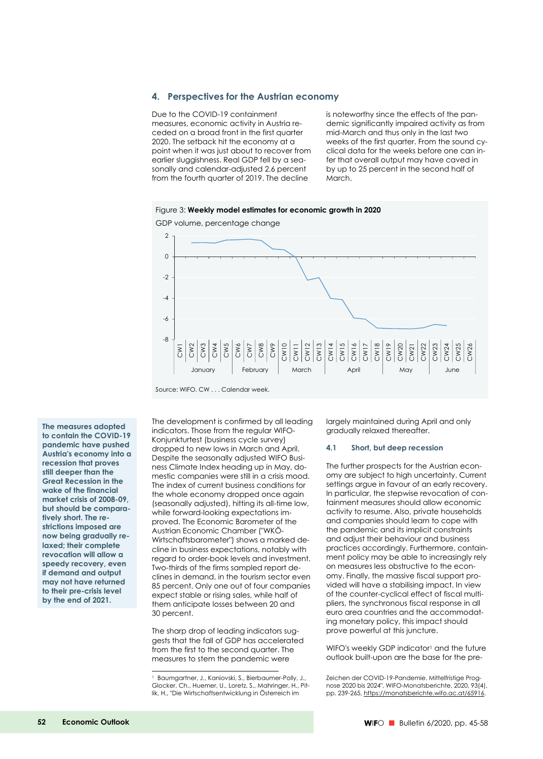## 4. Perspectives for the Austrian economy

Due to the COVID-19 containment measures, economic activity in Austria receded on a broad front in the first quarter 2020. The setback hit the economy at a point when it was just about to recover from earlier sluggishness. Real GDP fell by a seasonally and calendar-adjusted 2.6 percent from the fourth quarter of 2019. The decline is noteworthy since the effects of the pandemic significantly impaired activity as from mid-March and thus only in the last two weeks of the first quarter. From the sound cyclical data for the weeks before one can infer that overall output may have caved in by up to 25 percent in the second half of March.

Figure 3: **Weekly model estimates for economic growth in 2020**

GDP volume, percentage change

Source: WIFO. CW . . . Calendar week.

**The measures adopted to contain the COVID-19 pandemic have pushed Austria's economy into a recession that proves still deeper than the Great Recession in the wake of the financial market crisis of 2008-09, but should be comparatively short. The restrictions imposed are now being gradually relaxed; their complete revocation will allow a speedy recovery, even if demand and output may not have returned to their pre-crisis level by the end of 2021.**

The development is confirmed by all leading indicators. Those from the regular WIFO-Konjunkturtest (business cycle survey) dropped to new lows in March and April. Despite the seasonally adjusted WIFO Business Climate Index heading up in May, domestic companies were still in a crisis mood. The index of current business conditions for the whole economy dropped once again (seasonally adjusted), hitting its all-time low, while forward-looking expectations improved. The Economic Barometer of the Austrian Economic Chamber ("WKÖ-Wirtschaftsbarometer") shows a marked decline in business expectations, notably with regard to order-book levels and investment. Two-thirds of the firms sampled report declines in demand, in the tourism sector even 85 percent. Only one out of four companies expect stable or rising sales, while half of them anticipate losses between 20 and 30 percent.

The sharp drop of leading indicators suggests that the fall of GDP has accelerated from the first to the second quarter. The measures to stem the pandemic were largely maintained during April and only gradually relaxed thereafter.

### 4.1 Short, but deep recession

The further prospects for the Austrian economy are subject to high uncertainty. Current settings argue in favour of an early recovery. In particular, the stepwise revocation of containment measures should allow economic activity to resume. Also, private households and companies should learn to cope with the pandemic and its implicit constraints and adjust their behaviour and business practices accordingly. Furthermore, containment policy may be able to increasingly rely on measures less obstructive to the economy. Finally, the massive fiscal support provided will have a stabilising impact. In view of the counter-cyclical effect of fiscal multipliers, the synchronous fiscal response in all euro area countries and the accommodating monetary policy, this impact should prove powerful at this juncture.

WIFO's weekly GDP indicator[1] and the future outlook built-upon are the base for the pre-

[1] Baumgartner, J., Kaniovski, S., Bierbaumer-Polly, J., Glocker, Ch., Huemer, U., Loretz, S., Mahringer, H., Pitlik, H., "Die Wirtschaftsentwicklung in Österreich im Zeichen der COVID-19-Pandemie. Mittelfristige Prognose 2020 bis 2024", WIFO-Monatsberichte, 2020, 93(4), pp. 239-265, https://monatsberichte.wifo.ac.at/65916.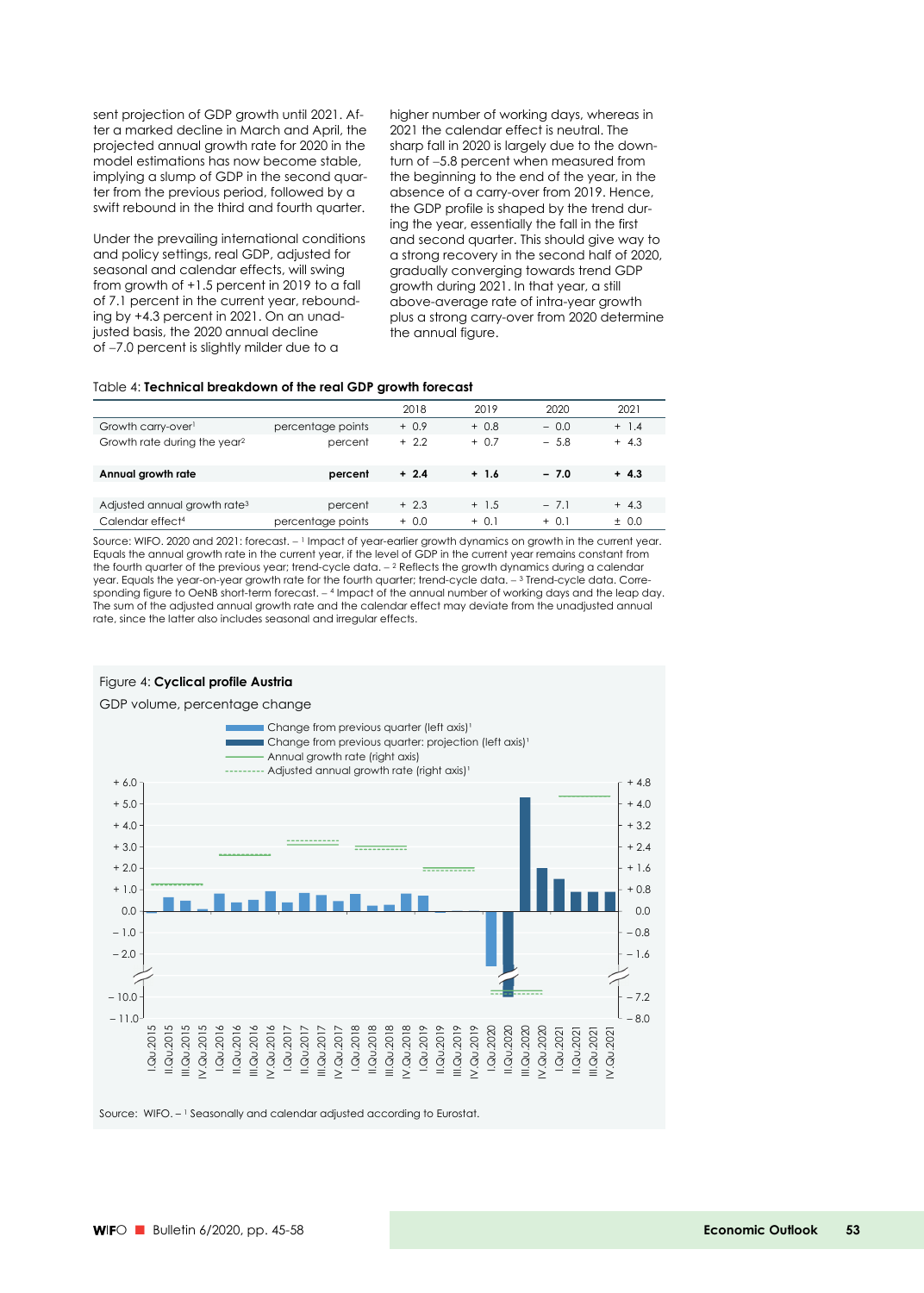sent projection of GDP growth until 2021. After a marked decline in March and April, the projected annual growth rate for 2020 in the model estimations has now become stable, implying a slump of GDP in the second quarter from the previous period, followed by a swift rebound in the third and fourth quarter.

Under the prevailing international conditions and policy settings, real GDP, adjusted for seasonal and calendar effects, will swing from growth of +1.5 percent in 2019 to a fall of 7.1 percent in the current year, rebounding by +4.3 percent in 2021. On an unadjusted basis, the 2020 annual decline of –7.0 percent is slightly milder due to a higher number of working days, whereas in 2021 the calendar effect is neutral. The sharp fall in 2020 is largely due to the downturn of –5.8 percent when measured from the beginning to the end of the year, in the absence of a carry-over from 2019. Hence, the GDP profile is shaped by the trend during the year, essentially the fall in the first and second quarter. This should give way to a strong recovery in the second half of 2020, gradually converging towards trend GDP growth during 2021. In that year, a still above-average rate of intra-year growth plus a strong carry-over from 2020 determine the annual figure.

Table 4: **Technical breakdown of the real GDP growth forecast**

| | | 2018 | 2019 | 2020 | 2021 |
|---|---|---|---|---|---|
| Growth carry-over[1] | percentage points | + 0.9 | + 0.8 | – 0.0 | + 1.4 |
| Growth rate during the year[2] | percent | + 2.2 | + 0.7 | – 5.8 | + 4.3 |
| **Annual growth rate** | **percent** | **+ 2.4** | **+ 1.6** | **– 7.0** | **+ 4.3** |
| Adjusted annual growth rate[3] | percent | + 2.3 | + 1.5 | – 7.1 | + 4.3 |
| Calendar effect[4] | percentage points | + 0.0 | + 0.1 | + 0.1 | ± 0.0 |

Source: WIFO. 2020 and 2021: forecast. – [1] Impact of year-earlier growth dynamics on growth in the current year. Equals the annual growth rate in the current year, if the level of GDP in the current year remains constant from the fourth quarter of the previous year; trend-cycle data. – [2] Reflects the growth dynamics during a calendar year. Equals the year-on-year growth rate for the fourth quarter; trend-cycle data. – [3] Trend-cycle data. Corresponding figure to OeNB short-term forecast. – [4] Impact of the annual number of working days and the leap day. The sum of the adjusted annual growth rate and the calendar effect may deviate from the unadjusted annual rate, since the latter also includes seasonal and irregular effects.

Figure 4: **Cyclical profile Austria**

GDP volume, percentage change

Source: WIFO. – [1] Seasonally and calendar adjusted according to Eurostat.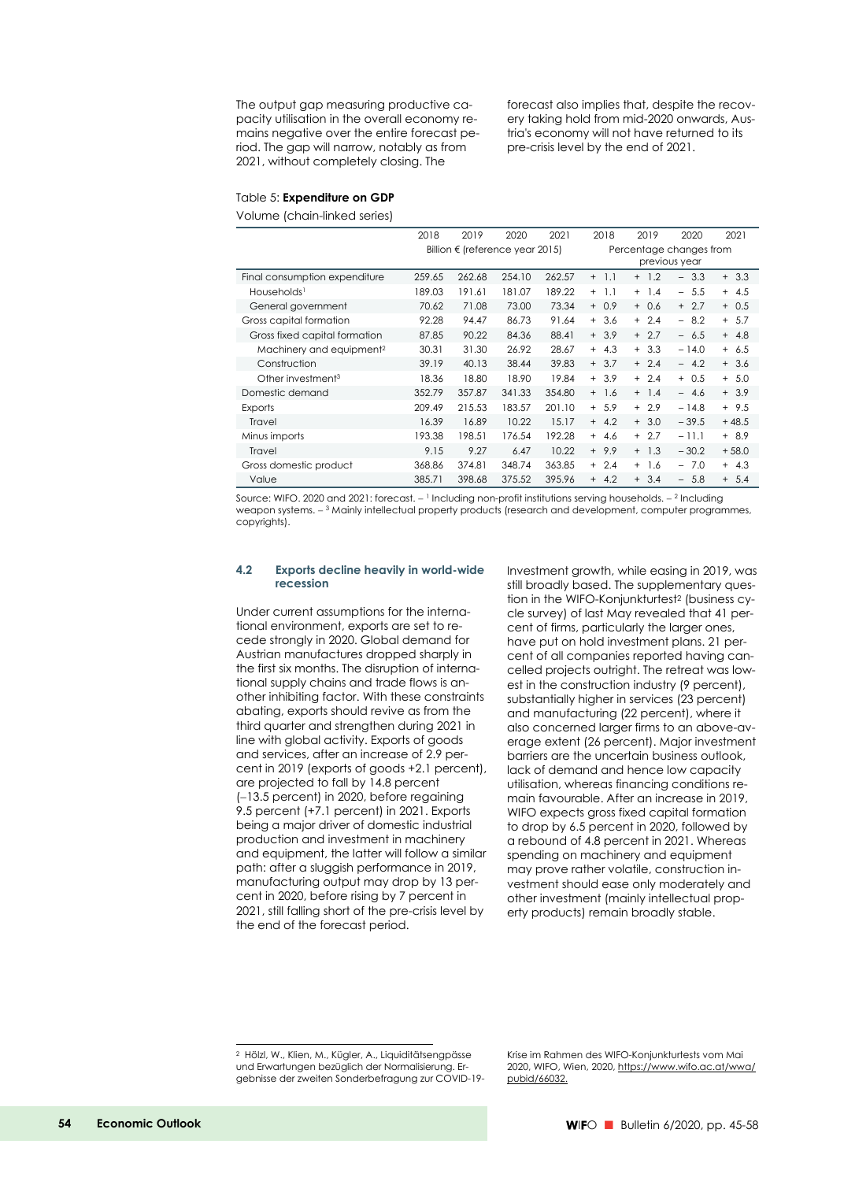The output gap measuring productive capacity utilisation in the overall economy remains negative over the entire forecast period. The gap will narrow, notably as from 2021, without completely closing. The forecast also implies that, despite the recovery taking hold from mid-2020 onwards, Austria's economy will not have returned to its pre-crisis level by the end of 2021.

Table 5: **Expenditure on GDP**

Volume (chain-linked series)

| | 2018 | 2019 | 2020 | 2021 | 2018 | 2019 | 2020 | 2021 |
|---|---|---|---|---|---|---|---|---|
| | Billion € (reference year 2015) | | | | Percentage changes from previous year | | | |
| Final consumption expenditure | 259.65 | 262.68 | 254.10 | 262.57 | + 1.1 | + 1.2 | − 3.3 | + 3.3 |
| Households[1] | 189.03 | 191.61 | 181.07 | 189.22 | + 1.1 | + 1.4 | − 5.5 | + 4.5 |
| General government | 70.62 | 71.08 | 73.00 | 73.34 | + 0.9 | + 0.6 | + 2.7 | + 0.5 |
| Gross capital formation | 92.28 | 94.47 | 86.73 | 91.64 | + 3.6 | + 2.4 | − 8.2 | + 5.7 |
| Gross fixed capital formation | 87.85 | 90.22 | 84.36 | 88.41 | + 3.9 | + 2.7 | − 6.5 | + 4.8 |
| Machinery and equipment[2] | 30.31 | 31.30 | 26.92 | 28.67 | + 4.3 | + 3.3 | −14.0 | + 6.5 |
| Construction | 39.19 | 40.13 | 38.44 | 39.83 | + 3.7 | + 2.4 | − 4.2 | + 3.6 |
| Other investment[3] | 18.36 | 18.80 | 18.90 | 19.84 | + 3.9 | + 2.4 | + 0.5 | + 5.0 |
| Domestic demand | 352.79 | 357.87 | 341.33 | 354.80 | + 1.6 | + 1.4 | − 4.6 | + 3.9 |
| Exports | 209.49 | 215.53 | 183.57 | 201.10 | + 5.9 | + 2.9 | −14.8 | + 9.5 |
| Travel | 16.39 | 16.89 | 10.22 | 15.17 | + 4.2 | + 3.0 | −39.5 | +48.5 |
| Minus imports | 193.38 | 198.51 | 176.54 | 192.28 | + 4.6 | + 2.7 | −11.1 | + 8.9 |
| Travel | 9.15 | 9.27 | 6.47 | 10.22 | + 9.9 | + 1.3 | −30.2 | +58.0 |
| Gross domestic product | 368.86 | 374.81 | 348.74 | 363.85 | + 2.4 | + 1.6 | − 7.0 | + 4.3 |
| Value | 385.71 | 398.68 | 375.52 | 395.96 | + 4.2 | + 3.4 | − 5.8 | + 5.4 |

Source: WIFO. 2020 and 2021: forecast. – [1] Including non-profit institutions serving households. – [2] Including weapon systems. – [3] Mainly intellectual property products (research and development, computer programmes, copyrights).

### 4.2 Exports decline heavily in world-wide recession

Under current assumptions for the international environment, exports are set to recede strongly in 2020. Global demand for Austrian manufactures dropped sharply in the first six months. The disruption of international supply chains and trade flows is another inhibiting factor. With these constraints abating, exports should revive as from the third quarter and strengthen during 2021 in line with global activity. Exports of goods and services, after an increase of 2.9 percent in 2019 (exports of goods +2.1 percent), are projected to fall by 14.8 percent (−13.5 percent) in 2020, before regaining 9.5 percent (+7.1 percent) in 2021. Exports being a major driver of domestic industrial production and investment in machinery and equipment, the latter will follow a similar path: after a sluggish performance in 2019, manufacturing output may drop by 13 percent in 2020, before rising by 7 percent in 2021, still falling short of the pre-crisis level by the end of the forecast period.

Investment growth, while easing in 2019, was still broadly based. The supplementary question in the WIFO-Konjunkturtest[2] (business cycle survey) of last May revealed that 41 percent of firms, particularly the larger ones, have put on hold investment plans. 21 percent of all companies reported having cancelled projects outright. The retreat was lowest in the construction industry (9 percent), substantially higher in services (23 percent) and manufacturing (22 percent), where it also concerned larger firms to an above-average extent (26 percent). Major investment barriers are the uncertain business outlook, lack of demand and hence low capacity utilisation, whereas financing conditions remain favourable. After an increase in 2019, WIFO expects gross fixed capital formation to drop by 6.5 percent in 2020, followed by a rebound of 4.8 percent in 2021. Whereas spending on machinery and equipment may prove rather volatile, construction investment should ease only moderately and other investment (mainly intellectual property products) remain broadly stable.

[2] Hölzl, W., Klien, M., Kügler, A., Liquiditätsengpässe und Erwartungen bezüglich der Normalisierung. Ergebnisse der zweiten Sonderbefragung zur COVID-19-Krise im Rahmen des WIFO-Konjunkturtests vom Mai 2020, WIFO, Wien, 2020, https://www.wifo.ac.at/wwa/pubid/66032.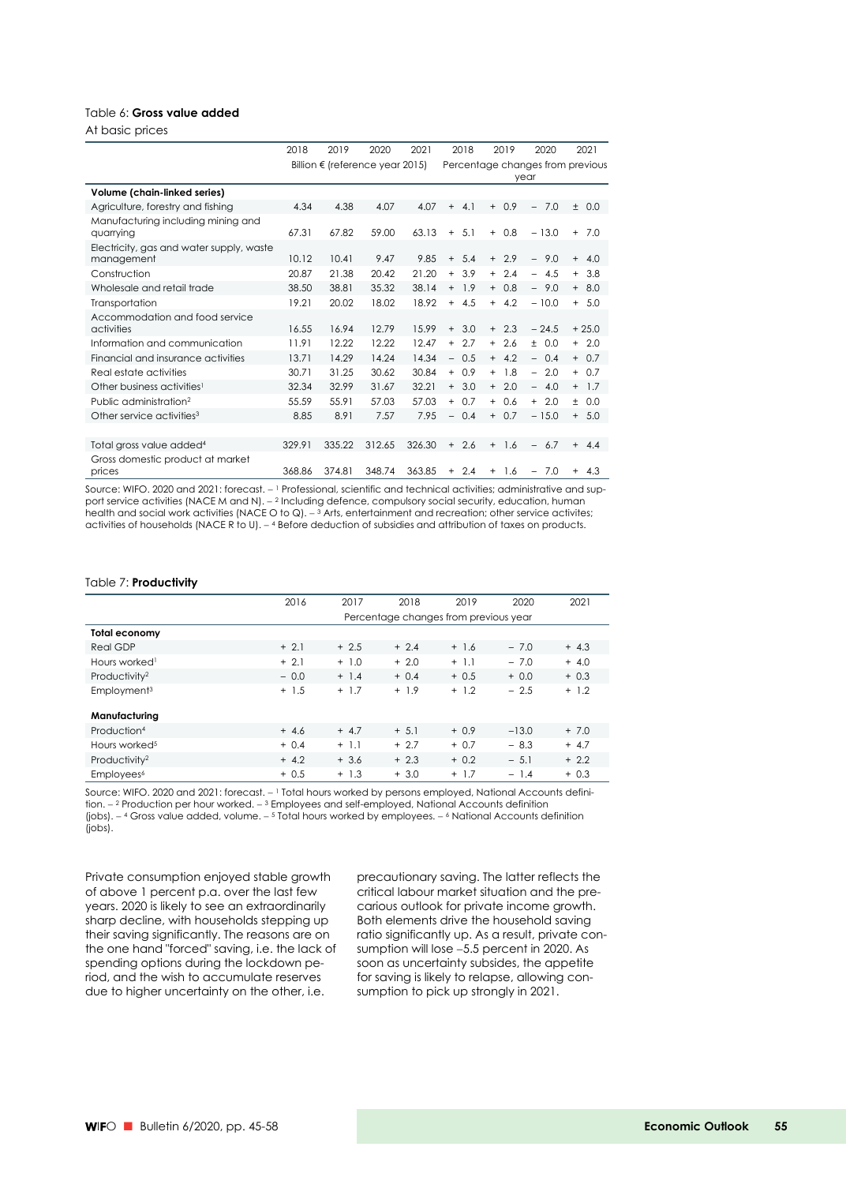Table 6: **Gross value added**

At basic prices

| | 2018 | 2019 | 2020 | 2021 | 2018 | 2019 | 2020 | 2021 |
|---|---|---|---|---|---|---|---|---|
| | Billion € (reference year 2015) | | | | Percentage changes from previous year | | | |
| **Volume (chain-linked series)** | | | | | | | | |
| Agriculture, forestry and fishing | 4.34 | 4.38 | 4.07 | 4.07 | + 4.1 | + 0.9 | − 7.0 | ± 0.0 |
| Manufacturing including mining and quarrying | 67.31 | 67.82 | 59.00 | 63.13 | + 5.1 | + 0.8 | − 13.0 | + 7.0 |
| Electricity, gas and water supply, waste management | 10.12 | 10.41 | 9.47 | 9.85 | + 5.4 | + 2.9 | − 9.0 | + 4.0 |
| Construction | 20.87 | 21.38 | 20.42 | 21.20 | + 3.9 | + 2.4 | − 4.5 | + 3.8 |
| Wholesale and retail trade | 38.50 | 38.81 | 35.32 | 38.14 | + 1.9 | + 0.8 | − 9.0 | + 8.0 |
| Transportation | 19.21 | 20.02 | 18.02 | 18.92 | + 4.5 | + 4.2 | − 10.0 | + 5.0 |
| Accommodation and food service activities | 16.55 | 16.94 | 12.79 | 15.99 | + 3.0 | + 2.3 | − 24.5 | + 25.0 |
| Information and communication | 11.91 | 12.22 | 12.22 | 12.47 | + 2.7 | + 2.6 | ± 0.0 | + 2.0 |
| Financial and insurance activities | 13.71 | 14.29 | 14.24 | 14.34 | − 0.5 | + 4.2 | − 0.4 | + 0.7 |
| Real estate activities | 30.71 | 31.25 | 30.62 | 30.84 | + 0.9 | + 1.8 | − 2.0 | + 0.7 |
| Other business activities[1] | 32.34 | 32.99 | 31.67 | 32.21 | + 3.0 | + 2.0 | − 4.0 | + 1.7 |
| Public administration[2] | 55.59 | 55.91 | 57.03 | 57.03 | + 0.7 | + 0.6 | + 2.0 | ± 0.0 |
| Other service activities[3] | 8.85 | 8.91 | 7.57 | 7.95 | − 0.4 | + 0.7 | − 15.0 | + 5.0 |
| | | | | | | | | |
| Total gross value added[4] | 329.91 | 335.22 | 312.65 | 326.30 | + 2.6 | + 1.6 | − 6.7 | + 4.4 |
| Gross domestic product at market prices | 368.86 | 374.81 | 348.74 | 363.85 | + 2.4 | + 1.6 | − 7.0 | + 4.3 |

Source: WIFO. 2020 and 2021: forecast. – [1] Professional, scientific and technical activities; administrative and support service activities (NACE M and N). – [2] Including defence, compulsory social security, education, human health and social work activities (NACE O to Q). – [3] Arts, entertainment and recreation; other service activites; activities of households (NACE R to U). – [4] Before deduction of subsidies and attribution of taxes on products.

Table 7: **Productivity**

| | 2016 | 2017 | 2018 | 2019 | 2020 | 2021 |
|---|---|---|---|---|---|---|
| | Percentage changes from previous year | | | | | |
| **Total economy** | | | | | | |
| Real GDP | + 2.1 | + 2.5 | + 2.4 | + 1.6 | − 7.0 | + 4.3 |
| Hours worked[1] | + 2.1 | + 1.0 | + 2.0 | + 1.1 | − 7.0 | + 4.0 |
| Productivity[2] | − 0.0 | + 1.4 | + 0.4 | + 0.5 | + 0.0 | + 0.3 |
| Employment[3] | + 1.5 | + 1.7 | + 1.9 | + 1.2 | − 2.5 | + 1.2 |
| | | | | | | |
| **Manufacturing** | | | | | | |
| Production[4] | + 4.6 | + 4.7 | + 5.1 | + 0.9 | −13.0 | + 7.0 |
| Hours worked[5] | + 0.4 | + 1.1 | + 2.7 | + 0.7 | − 8.3 | + 4.7 |
| Productivity[2] | + 4.2 | + 3.6 | + 2.3 | + 0.2 | − 5.1 | + 2.2 |
| Employees[6] | + 0.5 | + 1.3 | + 3.0 | + 1.7 | − 1.4 | + 0.3 |

Source: WIFO. 2020 and 2021: forecast. – [1] Total hours worked by persons employed, National Accounts definition. – [2] Production per hour worked. – [3] Employees and self-employed, National Accounts definition (jobs). – [4] Gross value added, volume. – [5] Total hours worked by employees. – [6] National Accounts definition (jobs).

Private consumption enjoyed stable growth of above 1 percent p.a. over the last few years. 2020 is likely to see an extraordinarily sharp decline, with households stepping up their saving significantly. The reasons are on the one hand "forced" saving, i.e. the lack of spending options during the lockdown period, and the wish to accumulate reserves due to higher uncertainty on the other, i.e. precautionary saving. The latter reflects the critical labour market situation and the precarious outlook for private income growth. Both elements drive the household saving ratio significantly up. As a result, private consumption will lose –5.5 percent in 2020. As soon as uncertainty subsides, the appetite for saving is likely to relapse, allowing consumption to pick up strongly in 2021.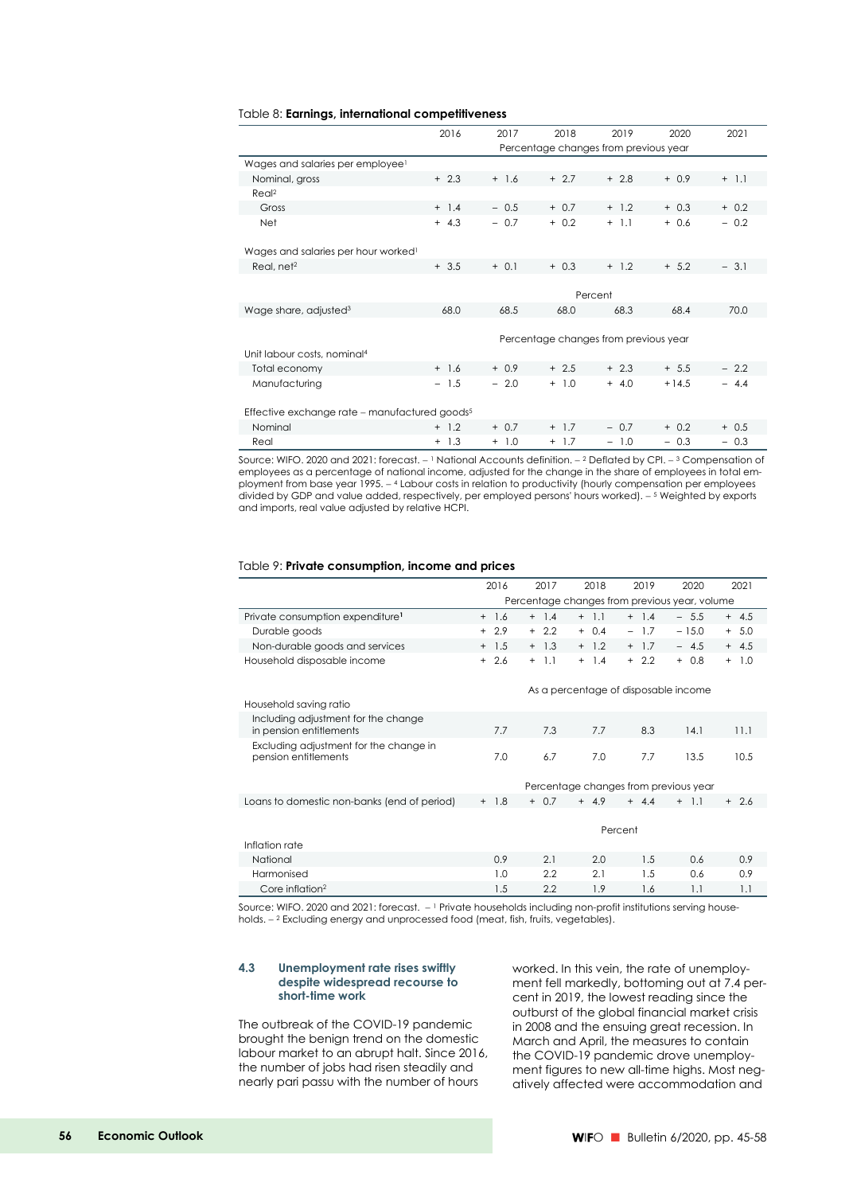Table 8: **Earnings, international competitiveness**

| | 2016 | 2017 | 2018 | 2019 | 2020 | 2021 |
|---|---|---|---|---|---|---|
| | Percentage changes from previous year | | | | | |
| Wages and salaries per employee[1] | | | | | | |
| Nominal, gross | + 2.3 | + 1.6 | + 2.7 | + 2.8 | + 0.9 | + 1.1 |
| Real[2] | | | | | | |
| Gross | + 1.4 | − 0.5 | + 0.7 | + 1.2 | + 0.3 | + 0.2 |
| Net | + 4.3 | − 0.7 | + 0.2 | + 1.1 | + 0.6 | − 0.2 |
| Wages and salaries per hour worked[1] | | | | | | |
| Real, net[2] | + 3.5 | + 0.1 | + 0.3 | + 1.2 | + 5.2 | − 3.1 |
| | Percent | | | | | |
| Wage share, adjusted[3] | 68.0 | 68.5 | 68.0 | 68.3 | 68.4 | 70.0 |
| | Percentage changes from previous year | | | | | |
| Unit labour costs, nominal[4] | | | | | | |
| Total economy | + 1.6 | + 0.9 | + 2.5 | + 2.3 | + 5.5 | − 2.2 |
| Manufacturing | − 1.5 | − 2.0 | + 1.0 | + 4.0 | +14.5 | − 4.4 |
| Effective exchange rate – manufactured goods[5] | | | | | | |
| Nominal | + 1.2 | + 0.7 | + 1.7 | − 0.7 | + 0.2 | + 0.5 |
| Real | + 1.3 | + 1.0 | + 1.7 | − 1.0 | − 0.3 | − 0.3 |

Source: WIFO. 2020 and 2021: forecast. – [1] National Accounts definition. – [2] Deflated by CPI. – [3] Compensation of employees as a percentage of national income, adjusted for the change in the share of employees in total employment from base year 1995. – [4] Labour costs in relation to productivity (hourly compensation per employees divided by GDP and value added, respectively, per employed persons' hours worked). – [5] Weighted by exports and imports, real value adjusted by relative HCPI.

Table 9: **Private consumption, income and prices**

| | 2016 | 2017 | 2018 | 2019 | 2020 | 2021 |
|---|---|---|---|---|---|---|
| | Percentage changes from previous year, volume | | | | | |
| Private consumption expenditure[1] | + 1.6 | + 1.4 | + 1.1 | + 1.4 | − 5.5 | + 4.5 |
| Durable goods | + 2.9 | + 2.2 | + 0.4 | − 1.7 | − 15.0 | + 5.0 |
| Non-durable goods and services | + 1.5 | + 1.3 | + 1.2 | + 1.7 | − 4.5 | + 4.5 |
| Household disposable income | + 2.6 | + 1.1 | + 1.4 | + 2.2 | + 0.8 | + 1.0 |
| | As a percentage of disposable income | | | | | |
| Household saving ratio | | | | | | |
| Including adjustment for the change in pension entitlements | 7.7 | 7.3 | 7.7 | 8.3 | 14.1 | 11.1 |
| Excluding adjustment for the change in pension entitlements | 7.0 | 6.7 | 7.0 | 7.7 | 13.5 | 10.5 |
| | Percentage changes from previous year | | | | | |
| Loans to domestic non-banks (end of period) | + 1.8 | + 0.7 | + 4.9 | + 4.4 | + 1.1 | + 2.6 |
| | Percent | | | | | |
| Inflation rate | | | | | | |
| National | 0.9 | 2.1 | 2.0 | 1.5 | 0.6 | 0.9 |
| Harmonised | 1.0 | 2.2 | 2.1 | 1.5 | 0.6 | 0.9 |
| Core inflation[2] | 1.5 | 2.2 | 1.9 | 1.6 | 1.1 | 1.1 |

Source: WIFO. 2020 and 2021: forecast. – [1] Private households including non-profit institutions serving households. – [2] Excluding energy and unprocessed food (meat, fish, fruits, vegetables).

### 4.3 Unemployment rate rises swiftly despite widespread recourse to short-time work

The outbreak of the COVID-19 pandemic brought the benign trend on the domestic labour market to an abrupt halt. Since 2016, the number of jobs had risen steadily and nearly pari passu with the number of hours worked. In this vein, the rate of unemployment fell markedly, bottoming out at 7.4 percent in 2019, the lowest reading since the outburst of the global financial market crisis in 2008 and the ensuing great recession. In March and April, the measures to contain the COVID-19 pandemic drove unemployment figures to new all-time highs. Most negatively affected were accommodation and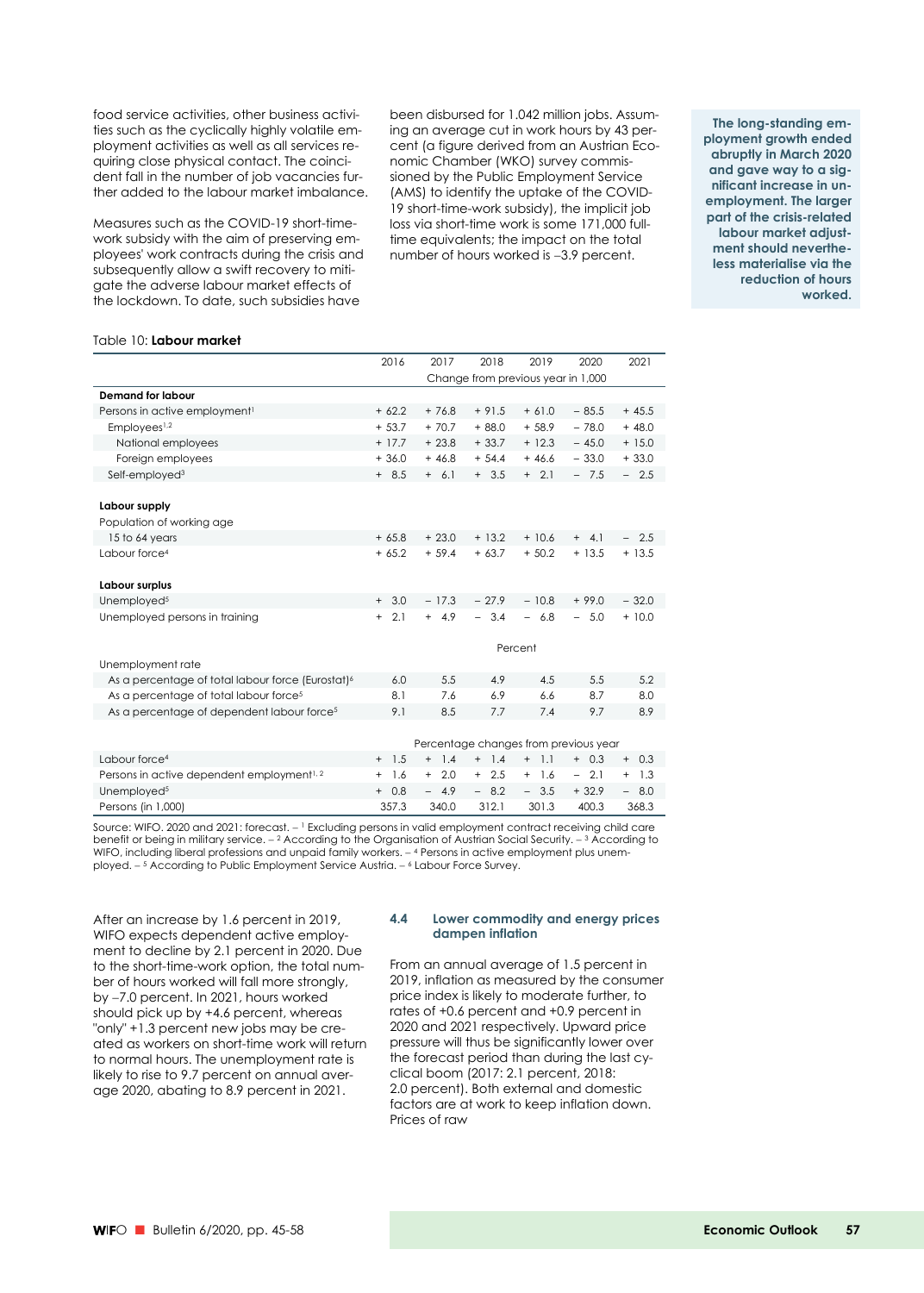food service activities, other business activities such as the cyclically highly volatile employment activities as well as all services requiring close physical contact. The coincident fall in the number of job vacancies further added to the labour market imbalance.

Measures such as the COVID-19 short-time-work subsidy with the aim of preserving employees' work contracts during the crisis and subsequently allow a swift recovery to mitigate the adverse labour market effects of the lockdown. To date, such subsidies have been disbursed for 1.042 million jobs. Assuming an average cut in work hours by 43 percent (a figure derived from an Austrian Economic Chamber (WKO) survey commissioned by the Public Employment Service (AMS) to identify the uptake of the COVID-19 short-time-work subsidy), the implicit job loss via short-time work is some 171,000 full-time equivalents; the impact on the total number of hours worked is –3.9 percent.

**The long-standing employment growth ended abruptly in March 2020 and gave way to a significant increase in unemployment. The larger part of the crisis-related labour market adjustment should nevertheless materialise via the reduction of hours worked.**

Table 10: **Labour market**

| | 2016 | 2017 | 2018 | 2019 | 2020 | 2021 |
|---|---|---|---|---|---|---|
| | Change from previous year in 1,000 | | | | | |
| **Demand for labour** | | | | | | |
| Persons in active employment[1] | + 62.2 | + 76.8 | + 91.5 | + 61.0 | − 85.5 | + 45.5 |
| Employees[1,2] | + 53.7 | + 70.7 | + 88.0 | + 58.9 | − 78.0 | + 48.0 |
| National employees | + 17.7 | + 23.8 | + 33.7 | + 12.3 | − 45.0 | + 15.0 |
| Foreign employees | + 36.0 | + 46.8 | + 54.4 | + 46.6 | − 33.0 | + 33.0 |
| Self-employed[3] | + 8.5 | + 6.1 | + 3.5 | + 2.1 | − 7.5 | − 2.5 |
| **Labour supply** | | | | | | |
| Population of working age | | | | | | |
| 15 to 64 years | + 65.8 | + 23.0 | + 13.2 | + 10.6 | + 4.1 | − 2.5 |
| Labour force[4] | + 65.2 | + 59.4 | + 63.7 | + 50.2 | + 13.5 | + 13.5 |
| **Labour surplus** | | | | | | |
| Unemployed[5] | + 3.0 | − 17.3 | − 27.9 | − 10.8 | + 99.0 | − 32.0 |
| Unemployed persons in training | + 2.1 | + 4.9 | − 3.4 | − 6.8 | − 5.0 | + 10.0 |
| | Percent | | | | | |
| Unemployment rate | | | | | | |
| As a percentage of total labour force (Eurostat)[6] | 6.0 | 5.5 | 4.9 | 4.5 | 5.5 | 5.2 |
| As a percentage of total labour force[5] | 8.1 | 7.6 | 6.9 | 6.6 | 8.7 | 8.0 |
| As a percentage of dependent labour force[5] | 9.1 | 8.5 | 7.7 | 7.4 | 9.7 | 8.9 |
| | Percentage changes from previous year | | | | | |
| Labour force[4] | + 1.5 | + 1.4 | + 1.4 | + 1.1 | + 0.3 | + 0.3 |
| Persons in active dependent employment[1,2] | + 1.6 | + 2.0 | + 2.5 | + 1.6 | − 2.1 | + 1.3 |
| Unemployed[5] | + 0.8 | − 4.9 | − 8.2 | − 3.5 | + 32.9 | − 8.0 |
| Persons (in 1,000) | 357.3 | 340.0 | 312.1 | 301.3 | 400.3 | 368.3 |

Source: WIFO. 2020 and 2021: forecast. – [1] Excluding persons in valid employment contract receiving child care benefit or being in military service. – [2] According to the Organisation of Austrian Social Security. – [3] According to WIFO, including liberal professions and unpaid family workers. – [4] Persons in active employment plus unemployed. – [5] According to Public Employment Service Austria. – [6] Labour Force Survey.

After an increase by 1.6 percent in 2019, WIFO expects dependent active employment to decline by 2.1 percent in 2020. Due to the short-time-work option, the total number of hours worked will fall more strongly, by –7.0 percent. In 2021, hours worked should pick up by +4.6 percent, whereas "only" +1.3 percent new jobs may be created as workers on short-time work will return to normal hours. The unemployment rate is likely to rise to 9.7 percent on annual average 2020, abating to 8.9 percent in 2021.

### 4.4 Lower commodity and energy prices dampen inflation

From an annual average of 1.5 percent in 2019, inflation as measured by the consumer price index is likely to moderate further, to rates of +0.6 percent and +0.9 percent in 2020 and 2021 respectively. Upward price pressure will thus be significantly lower over the forecast period than during the last cyclical boom (2017: 2.1 percent, 2018: 2.0 percent). Both external and domestic factors are at work to keep inflation down. Prices of raw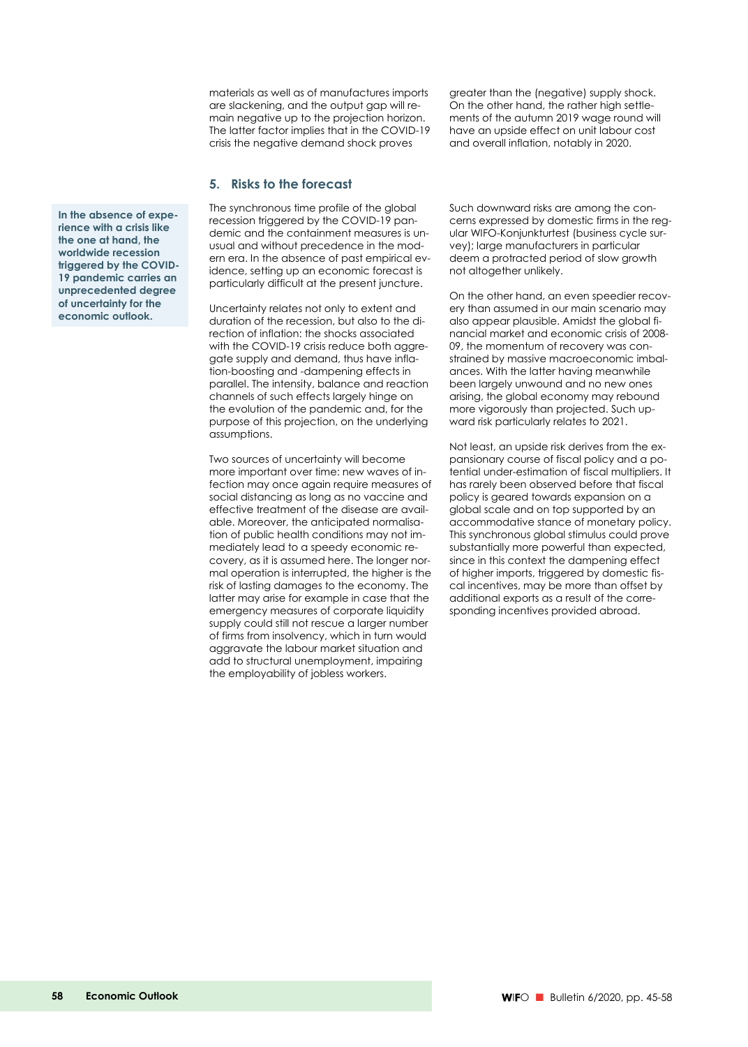materials as well as of manufactures imports are slackening, and the output gap will remain negative up to the projection horizon. The latter factor implies that in the COVID-19 crisis the negative demand shock proves greater than the (negative) supply shock. On the other hand, the rather high settlements of the autumn 2019 wage round will have an upside effect on unit labour cost and overall inflation, notably in 2020.

## 5. Risks to the forecast

**In the absence of experience with a crisis like the one at hand, the worldwide recession triggered by the COVID-19 pandemic carries an unprecedented degree of uncertainty for the economic outlook.**

The synchronous time profile of the global recession triggered by the COVID-19 pandemic and the containment measures is unusual and without precedence in the modern era. In the absence of past empirical evidence, setting up an economic forecast is particularly difficult at the present juncture.

Uncertainty relates not only to extent and duration of the recession, but also to the direction of inflation: the shocks associated with the COVID-19 crisis reduce both aggregate supply and demand, thus have inflation-boosting and -dampening effects in parallel. The intensity, balance and reaction channels of such effects largely hinge on the evolution of the pandemic and, for the purpose of this projection, on the underlying assumptions.

Two sources of uncertainty will become more important over time: new waves of infection may once again require measures of social distancing as long as no vaccine and effective treatment of the disease are available. Moreover, the anticipated normalisation of public health conditions may not immediately lead to a speedy economic recovery, as it is assumed here. The longer normal operation is interrupted, the higher is the risk of lasting damages to the economy. The latter may arise for example in case that the emergency measures of corporate liquidity supply could still not rescue a larger number of firms from insolvency, which in turn would aggravate the labour market situation and add to structural unemployment, impairing the employability of jobless workers.

Such downward risks are among the concerns expressed by domestic firms in the regular WIFO-Konjunkturtest (business cycle survey); large manufacturers in particular deem a protracted period of slow growth not altogether unlikely.

On the other hand, an even speedier recovery than assumed in our main scenario may also appear plausible. Amidst the global financial market and economic crisis of 2008-09, the momentum of recovery was constrained by massive macroeconomic imbalances. With the latter having meanwhile been largely unwound and no new ones arising, the global economy may rebound more vigorously than projected. Such upward risk particularly relates to 2021.

Not least, an upside risk derives from the expansionary course of fiscal policy and a potential under-estimation of fiscal multipliers. It has rarely been observed before that fiscal policy is geared towards expansion on a global scale and on top supported by an accommodative stance of monetary policy. This synchronous global stimulus could prove substantially more powerful than expected, since in this context the dampening effect of higher imports, triggered by domestic fiscal incentives, may be more than offset by additional exports as a result of the corresponding incentives provided abroad.